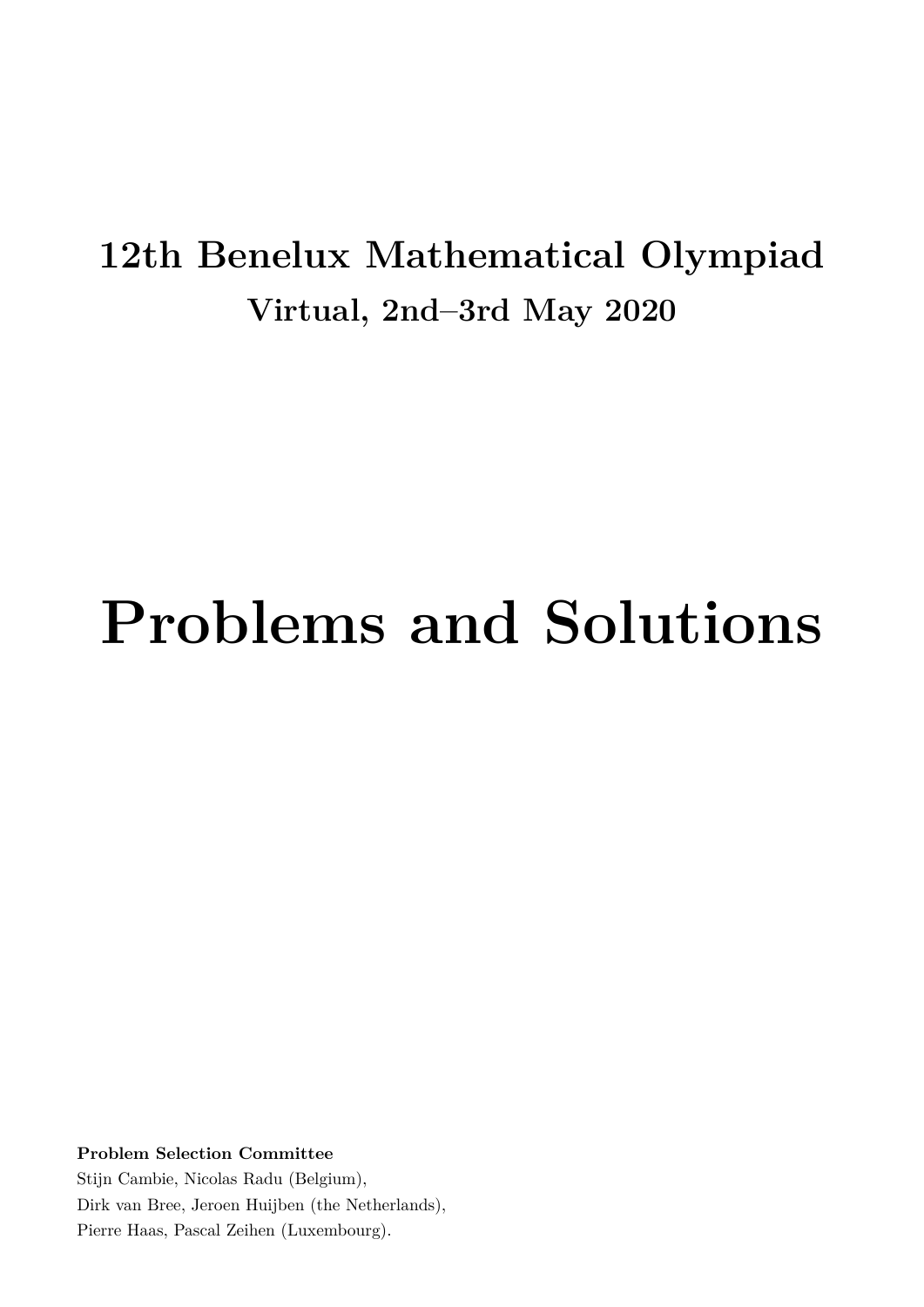# 12th Benelux Mathematical Olympiad

## Virtual, 2nd–3rd May 2020

# Problems and Solutions

**Problem Selection Committee**

Stijn Cambie, Nicolas Radu (Belgium),
Dirk van Bree, Jeroen Huijben (the Netherlands),
Pierre Haas, Pascal Zeihen (Luxembourg).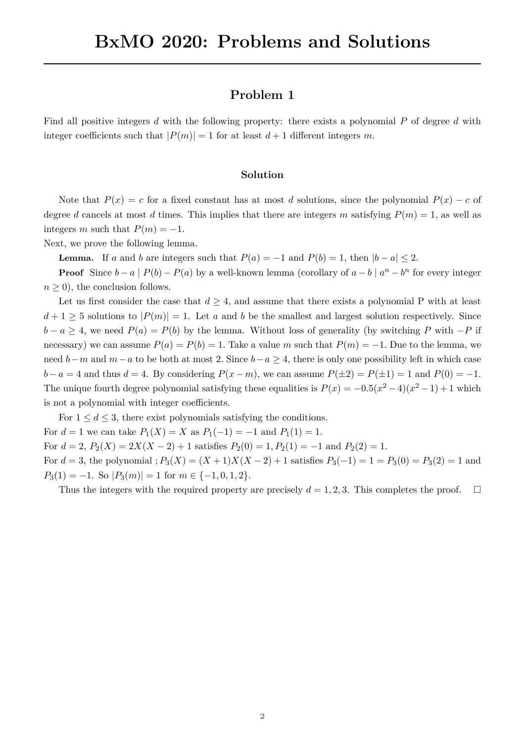# BxMO 2020: Problems and Solutions

## Problem 1

Find all positive integers $d$ with the following property: there exists a polynomial $P$ of degree $d$ with integer coefficients such that $|P(m)| = 1$ for at least $d + 1$ different integers $m$.

### Solution

Note that $P(x) = c$ for a fixed constant has at most $d$ solutions, since the polynomial $P(x) - c$ of degree $d$ cancels at most $d$ times. This implies that there are integers $m$ satisfying $P(m) = 1$, as well as integers $m$ such that $P(m) = -1$.

Next, we prove the following lemma.

**Lemma.** If $a$ and $b$ are integers such that $P(a) = -1$ and $P(b) = 1$, then $|b - a| \leq 2$.

**Proof** Since $b - a \mid P(b) - P(a)$ by a well-known lemma (corollary of $a - b \mid a^n - b^n$ for every integer $n \geq 0$), the conclusion follows.

Let us first consider the case that $d \geq 4$, and assume that there exists a polynomial P with at least $d + 1 \geq 5$ solutions to $|P(m)| = 1$. Let $a$ and $b$ be the smallest and largest solution respectively. Since $b - a \geq 4$, we need $P(a) = P(b)$ by the lemma. Without loss of generality (by switching $P$ with $-P$ if necessary) we can assume $P(a) = P(b) = 1$. Take a value $m$ such that $P(m) = -1$. Due to the lemma, we need $b - m$ and $m - a$ to be both at most 2. Since $b - a \geq 4$, there is only one possibility left in which case $b - a = 4$ and thus $d = 4$. By considering $P(x - m)$, we can assume $P(\pm 2) = P(\pm 1) = 1$ and $P(0) = -1$. The unique fourth degree polynomial satisfying these equalities is $P(x) = -0.5(x^2 - 4)(x^2 - 1) + 1$ which is not a polynomial with integer coefficients.

For $1 \leq d \leq 3$, there exist polynomials satisfying the conditions.

For $d = 1$ we can take $P_1(X) = X$ as $P_1(-1) = -1$ and $P_1(1) = 1$.

For $d = 2$, $P_2(X) = 2X(X - 2) + 1$ satisfies $P_2(0) = 1, P_2(1) = -1$ and $P_2(2) = 1$.

For $d = 3$, the polynomial ; $P_3(X) = (X + 1)X(X - 2) + 1$ satisfies $P_3(-1) = 1 = P_3(0) = P_3(2) = 1$ and $P_3(1) = -1$. So $|P_3(m)| = 1$ for $m \in \{-1, 0, 1, 2\}$.

Thus the integers with the required property are precisely $d = 1, 2, 3$. This completes the proof. $\square$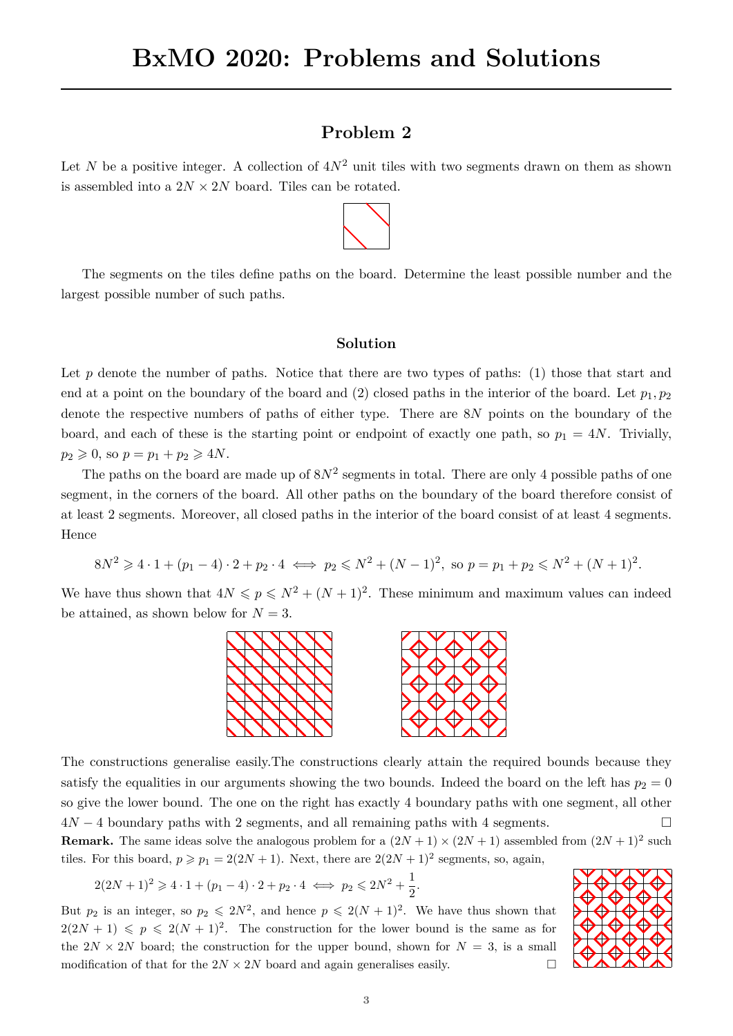# BxMO 2020: Problems and Solutions

## Problem 2

Let $N$ be a positive integer. A collection of $4N^2$ unit tiles with two segments drawn on them as shown is assembled into a $2N \times 2N$ board. Tiles can be rotated.

The segments on the tiles define paths on the board. Determine the least possible number and the largest possible number of such paths.

### Solution

Let $p$ denote the number of paths. Notice that there are two types of paths: (1) those that start and end at a point on the boundary of the board and (2) closed paths in the interior of the board. Let $p_1, p_2$ denote the respective numbers of paths of either type. There are $8N$ points on the boundary of the board, and each of these is the starting point or endpoint of exactly one path, so $p_1 = 4N$. Trivially, $p_2 \geqslant 0$, so $p = p_1 + p_2 \geqslant 4N$.

The paths on the board are made up of $8N^2$ segments in total. There are only 4 possible paths of one segment, in the corners of the board. All other paths on the boundary of the board therefore consist of at least 2 segments. Moreover, all closed paths in the interior of the board consist of at least 4 segments. Hence

$$8N^2 \geqslant 4 \cdot 1 + (p_1 - 4) \cdot 2 + p_2 \cdot 4 \iff p_2 \leqslant N^2 + (N-1)^2, \text{ so } p = p_1 + p_2 \leqslant N^2 + (N+1)^2.$$

We have thus shown that $4N \leqslant p \leqslant N^2 + (N+1)^2$. These minimum and maximum values can indeed be attained, as shown below for $N = 3$.

The constructions generalise easily.The constructions clearly attain the required bounds because they satisfy the equalities in our arguments showing the two bounds. Indeed the board on the left has $p_2 = 0$ so give the lower bound. The one on the right has exactly 4 boundary paths with one segment, all other $4N - 4$ boundary paths with 2 segments, and all remaining paths with 4 segments. □

**Remark.** The same ideas solve the analogous problem for a $(2N+1) \times (2N+1)$ assembled from $(2N+1)^2$ such tiles. For this board, $p \geqslant p_1 = 2(2N+1)$. Next, there are $2(2N+1)^2$ segments, so, again,

$$2(2N+1)^2 \geqslant 4 \cdot 1 + (p_1 - 4) \cdot 2 + p_2 \cdot 4 \iff p_2 \leqslant 2N^2 + \frac{1}{2}.$$

But $p_2$ is an integer, so $p_2 \leqslant 2N^2$, and hence $p \leqslant 2(N+1)^2$. We have thus shown that $2(2N+1) \leqslant p \leqslant 2(N+1)^2$. The construction for the lower bound is the same as for the $2N \times 2N$ board; the construction for the upper bound, shown for $N = 3$, is a small modification of that for the $2N \times 2N$ board and again generalises easily. □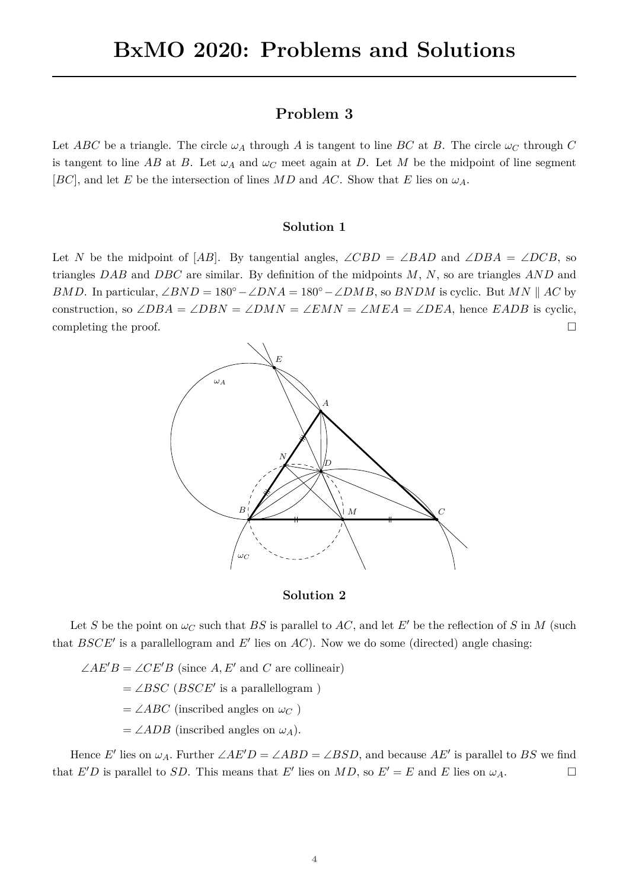# BxMO 2020: Problems and Solutions

## Problem 3

Let $ABC$ be a triangle. The circle $\omega_A$ through $A$ is tangent to line $BC$ at $B$. The circle $\omega_C$ through $C$ is tangent to line $AB$ at $B$. Let $\omega_A$ and $\omega_C$ meet again at $D$. Let $M$ be the midpoint of line segment $[BC]$, and let $E$ be the intersection of lines $MD$ and $AC$. Show that $E$ lies on $\omega_A$.

### Solution 1

Let $N$ be the midpoint of $[AB]$. By tangential angles, $\angle CBD = \angle BAD$ and $\angle DBA = \angle DCB$, so triangles $DAB$ and $DBC$ are similar. By definition of the midpoints $M$, $N$, so are triangles $AND$ and $BMD$. In particular, $\angle BND = 180^\circ - \angle DNA = 180^\circ - \angle DMB$, so $BNDM$ is cyclic. But $MN \parallel AC$ by construction, so $\angle DBA = \angle DBN = \angle DMN = \angle EMN = \angle MEA = \angle DEA$, hence $EADB$ is cyclic, completing the proof. □

### Solution 2

Let $S$ be the point on $\omega_C$ such that $BS$ is parallel to $AC$, and let $E'$ be the reflection of $S$ in $M$ (such that $BSCE'$ is a parallellogram and $E'$ lies on $AC$). Now we do some (directed) angle chasing:

$\angle AE'B = \angle CE'B$ (since $A, E'$ and $C$ are collineair)

$= \angle BSC$ ($BSCE'$ is a parallellogram )

$= \angle ABC$ (inscribed angles on $\omega_C$ )

$= \angle ADB$ (inscribed angles on $\omega_A$).

Hence $E'$ lies on $\omega_A$. Further $\angle AE'D = \angle ABD = \angle BSD$, and because $AE'$ is parallel to $BS$ we find that $E'D$ is parallel to $SD$. This means that $E'$ lies on $MD$, so $E' = E$ and $E$ lies on $\omega_A$. □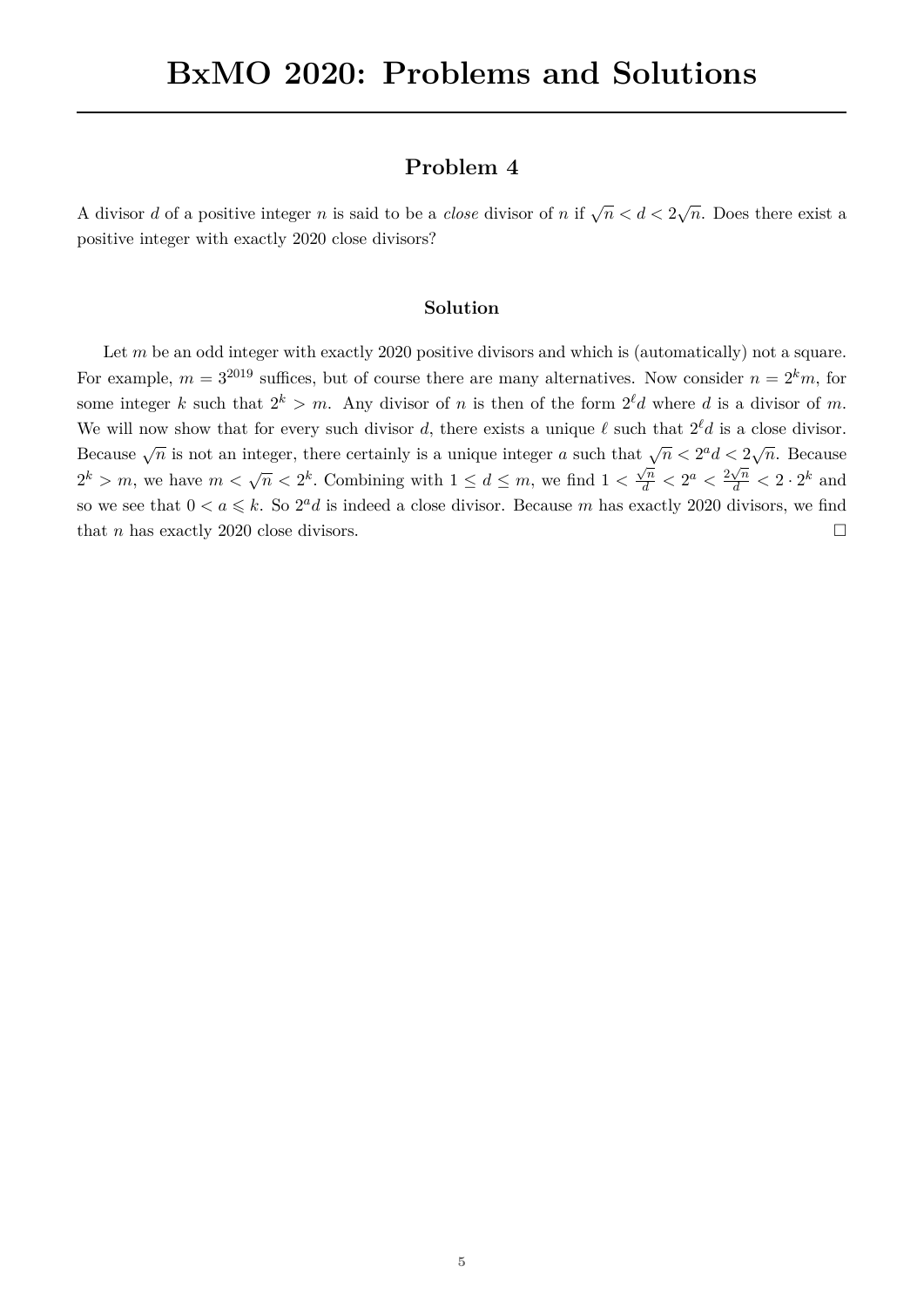# BxMO 2020: Problems and Solutions

## Problem 4

A divisor $d$ of a positive integer $n$ is said to be a *close* divisor of $n$ if $\sqrt{n} < d < 2\sqrt{n}$. Does there exist a positive integer with exactly 2020 close divisors?

### Solution

Let $m$ be an odd integer with exactly 2020 positive divisors and which is (automatically) not a square. For example, $m = 3^{2019}$ suffices, but of course there are many alternatives. Now consider $n = 2^k m$, for some integer $k$ such that $2^k > m$. Any divisor of $n$ is then of the form $2^\ell d$ where $d$ is a divisor of $m$. We will now show that for every such divisor $d$, there exists a unique $\ell$ such that $2^\ell d$ is a close divisor. Because $\sqrt{n}$ is not an integer, there certainly is a unique integer $a$ such that $\sqrt{n} < 2^a d < 2\sqrt{n}$. Because $2^k > m$, we have $m < \sqrt{n} < 2^k$. Combining with $1 \leq d \leq m$, we find $1 < \frac{\sqrt{n}}{d} < 2^a < \frac{2\sqrt{n}}{d} < 2 \cdot 2^k$ and so we see that $0 < a \leqslant k$. So $2^a d$ is indeed a close divisor. Because $m$ has exactly 2020 divisors, we find that $n$ has exactly 2020 close divisors. $\square$